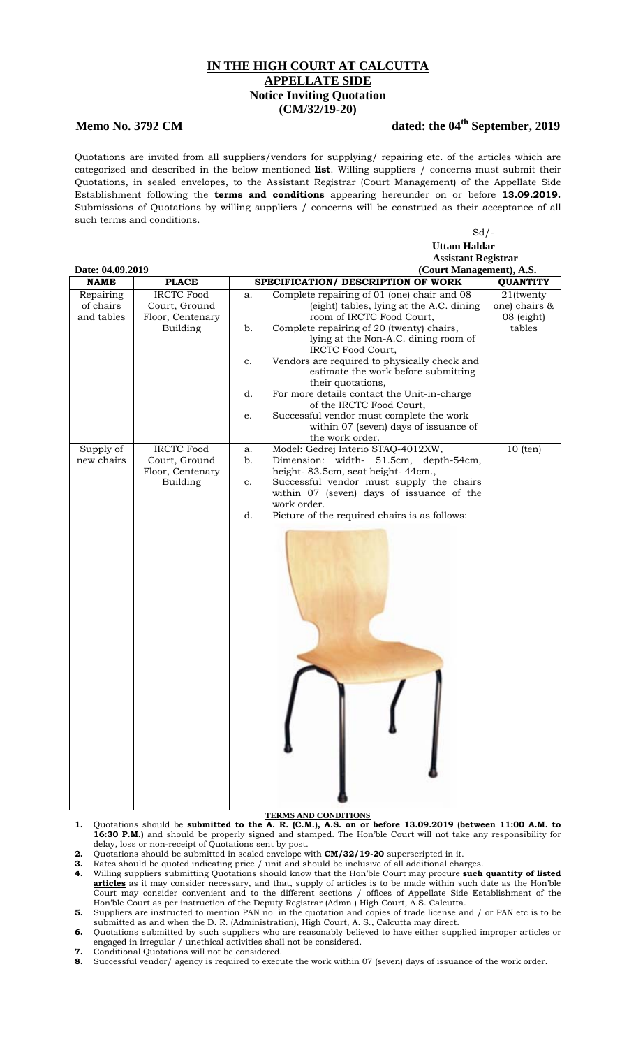# IN THE HIGH COURT AT CALCUTTA
## APPELLATE SIDE
### Notice Inviting Quotation
### (CM/32/19-20)

**Memo No. 3792 CM** **dated: the 04th September, 2019**

Quotations are invited from all suppliers/vendors for supplying/ repairing etc. of the articles which are categorized and described in the below mentioned **list**. Willing suppliers / concerns must submit their Quotations, in sealed envelopes, to the Assistant Registrar (Court Management) of the Appellate Side Establishment following the **terms and conditions** appearing hereunder on or before **13.09.2019.** Submissions of Quotations by willing suppliers / concerns will be construed as their acceptance of all such terms and conditions.

Sd/-
**Uttam Haldar**
**Assistant Registrar**
**(Court Management), A.S.**

**Date: 04.09.2019**

| NAME | PLACE | SPECIFICATION/ DESCRIPTION OF WORK | QUANTITY |
|---|---|---|---|
| Repairing of chairs and tables | IRCTC Food Court, Ground Floor, Centenary Building | a. Complete repairing of 01 (one) chair and 08 (eight) tables, lying at the A.C. dining room of IRCTC Food Court,<br>b. Complete repairing of 20 (twenty) chairs, lying at the Non-A.C. dining room of IRCTC Food Court,<br>c. Vendors are required to physically check and estimate the work before submitting their quotations,<br>d. For more details contact the Unit-in-charge of the IRCTC Food Court,<br>e. Successful vendor must complete the work within 07 (seven) days of issuance of the work order. | 21(twenty one) chairs & 08 (eight) tables |
| Supply of new chairs | IRCTC Food Court, Ground Floor, Centenary Building | a. Model: Gedrej Interio STAQ-4012XW,<br>b. Dimension: width- 51.5cm, depth-54cm, height- 83.5cm, seat height- 44cm.,<br>c. Successful vendor must supply the chairs within 07 (seven) days of issuance of the work order.<br>d. Picture of the required chairs is as follows: | 10 (ten) |

**TERMS AND CONDITIONS**

1. Quotations should be **submitted to the A. R. (C.M.), A.S. on or before 13.09.2019 (between 11:00 A.M. to 16:30 P.M.)** and should be properly signed and stamped. The Hon'ble Court will not take any responsibility for delay, loss or non-receipt of Quotations sent by post.
2. Quotations should be submitted in sealed envelope with **CM/32/19-20** superscripted in it.
3. Rates should be quoted indicating price / unit and should be inclusive of all additional charges.
4. Willing suppliers submitting Quotations should know that the Hon'ble Court may procure **such quantity of listed articles** as it may consider necessary, and that, supply of articles is to be made within such date as the Hon'ble Court may consider convenient and to the different sections / offices of Appellate Side Establishment of the Hon'ble Court as per instruction of the Deputy Registrar (Admn.) High Court, A.S. Calcutta.
5. Suppliers are instructed to mention PAN no. in the quotation and copies of trade license and / or PAN etc is to be submitted as and when the D. R. (Administration), High Court, A. S., Calcutta may direct.
6. Quotations submitted by such suppliers who are reasonably believed to have either supplied improper articles or engaged in irregular / unethical activities shall not be considered.
7. Conditional Quotations will not be considered.
8. Successful vendor/ agency is required to execute the work within 07 (seven) days of issuance of the work order.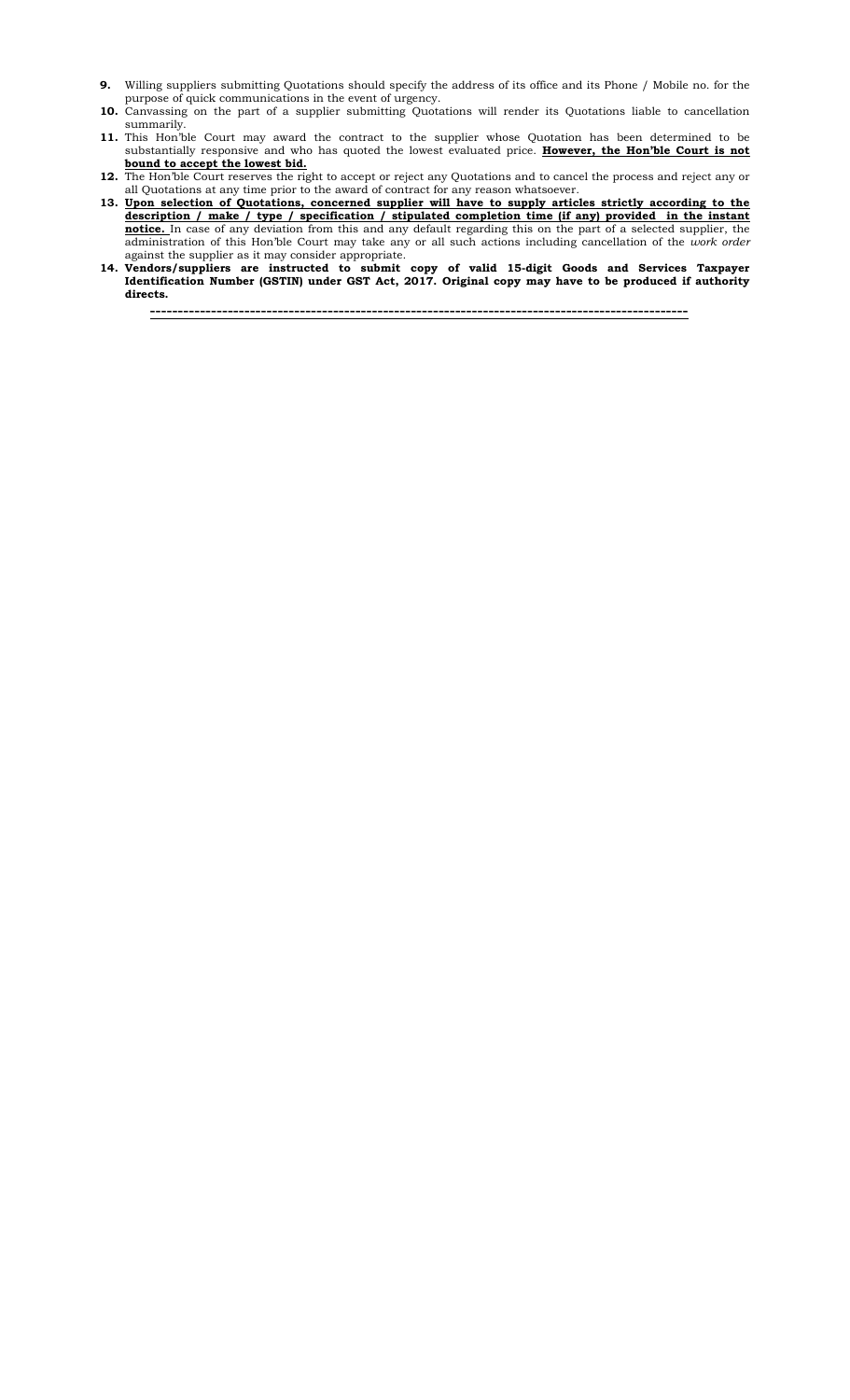9. Willing suppliers submitting Quotations should specify the address of its office and its Phone / Mobile no. for the purpose of quick communications in the event of urgency.
10. Canvassing on the part of a supplier submitting Quotations will render its Quotations liable to cancellation summarily.
11. This Hon'ble Court may award the contract to the supplier whose Quotation has been determined to be substantially responsive and who has quoted the lowest evaluated price. **However, the Hon'ble Court is not bound to accept the lowest bid.**
12. The Hon'ble Court reserves the right to accept or reject any Quotations and to cancel the process and reject any or all Quotations at any time prior to the award of contract for any reason whatsoever.
13. **Upon selection of Quotations, concerned supplier will have to supply articles strictly according to the description / make / type / specification / stipulated completion time (if any) provided in the instant notice.** In case of any deviation from this and any default regarding this on the part of a selected supplier, the administration of this Hon'ble Court may take any or all such actions including cancellation of the *work order* against the supplier as it may consider appropriate.
14. **Vendors/suppliers are instructed to submit copy of valid 15-digit Goods and Services Taxpayer Identification Number (GSTIN) under GST Act, 2017. Original copy may have to be produced if authority directs.**

---